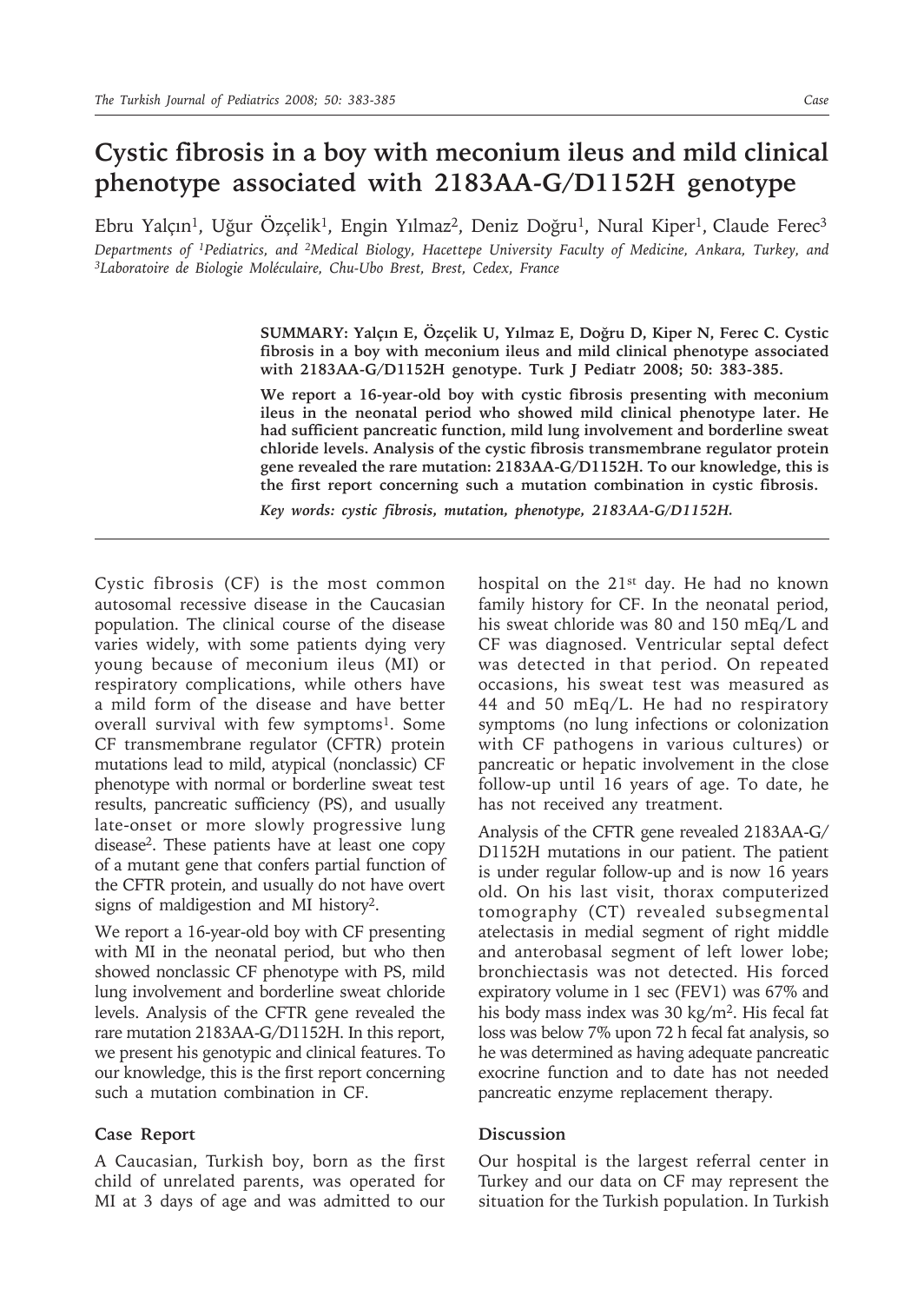# Cystic fibrosis in a boy with meconium ileus and mild clinical phenotype associated with 2183AA-G/D1152H genotype

Ebru Yalçın[1], Uğur Özçelik[1], Engin Yılmaz[2], Deniz Doğru[1], Nural Kiper[1], Claude Ferec[3]

*Departments of [1]Pediatrics, and [2]Medical Biology, Hacettepe University Faculty of Medicine, Ankara, Turkey, and [3]Laboratoire de Biologie Moléculaire, Chu-Ubo Brest, Brest, Cedex, France*

**SUMMARY: Yalçın E, Özçelik U, Yılmaz E, Doğru D, Kiper N, Ferec C. Cystic fibrosis in a boy with meconium ileus and mild clinical phenotype associated with 2183AA-G/D1152H genotype. Turk J Pediatr 2008; 50: 383-385.**

**We report a 16-year-old boy with cystic fibrosis presenting with meconium ileus in the neonatal period who showed mild clinical phenotype later. He had sufficient pancreatic function, mild lung involvement and borderline sweat chloride levels. Analysis of the cystic fibrosis transmembrane regulator protein gene revealed the rare mutation: 2183AA-G/D1152H. To our knowledge, this is the first report concerning such a mutation combination in cystic fibrosis.**

***Key words: cystic fibrosis, mutation, phenotype, 2183AA-G/D1152H.***

Cystic fibrosis (CF) is the most common autosomal recessive disease in the Caucasian population. The clinical course of the disease varies widely, with some patients dying very young because of meconium ileus (MI) or respiratory complications, while others have a mild form of the disease and have better overall survival with few symptoms[1]. Some CF transmembrane regulator (CFTR) protein mutations lead to mild, atypical (nonclassic) CF phenotype with normal or borderline sweat test results, pancreatic sufficiency (PS), and usually late-onset or more slowly progressive lung disease[2]. These patients have at least one copy of a mutant gene that confers partial function of the CFTR protein, and usually do not have overt signs of maldigestion and MI history[2].

We report a 16-year-old boy with CF presenting with MI in the neonatal period, but who then showed nonclassic CF phenotype with PS, mild lung involvement and borderline sweat chloride levels. Analysis of the CFTR gene revealed the rare mutation 2183AA-G/D1152H. In this report, we present his genotypic and clinical features. To our knowledge, this is the first report concerning such a mutation combination in CF.

## Case Report

A Caucasian, Turkish boy, born as the first child of unrelated parents, was operated for MI at 3 days of age and was admitted to our hospital on the 21st day. He had no known family history for CF. In the neonatal period, his sweat chloride was 80 and 150 mEq/L and CF was diagnosed. Ventricular septal defect was detected in that period. On repeated occasions, his sweat test was measured as 44 and 50 mEq/L. He had no respiratory symptoms (no lung infections or colonization with CF pathogens in various cultures) or pancreatic or hepatic involvement in the close follow-up until 16 years of age. To date, he has not received any treatment.

Analysis of the CFTR gene revealed 2183AA-G/D1152H mutations in our patient. The patient is under regular follow-up and is now 16 years old. On his last visit, thorax computerized tomography (CT) revealed subsegmental atelectasis in medial segment of right middle and anterobasal segment of left lower lobe; bronchiectasis was not detected. His forced expiratory volume in 1 sec (FEV1) was 67% and his body mass index was 30 kg/m$^2$. His fecal fat loss was below 7% upon 72 h fecal fat analysis, so he was determined as having adequate pancreatic exocrine function and to date has not needed pancreatic enzyme replacement therapy.

## Discussion

Our hospital is the largest referral center in Turkey and our data on CF may represent the situation for the Turkish population. In Turkish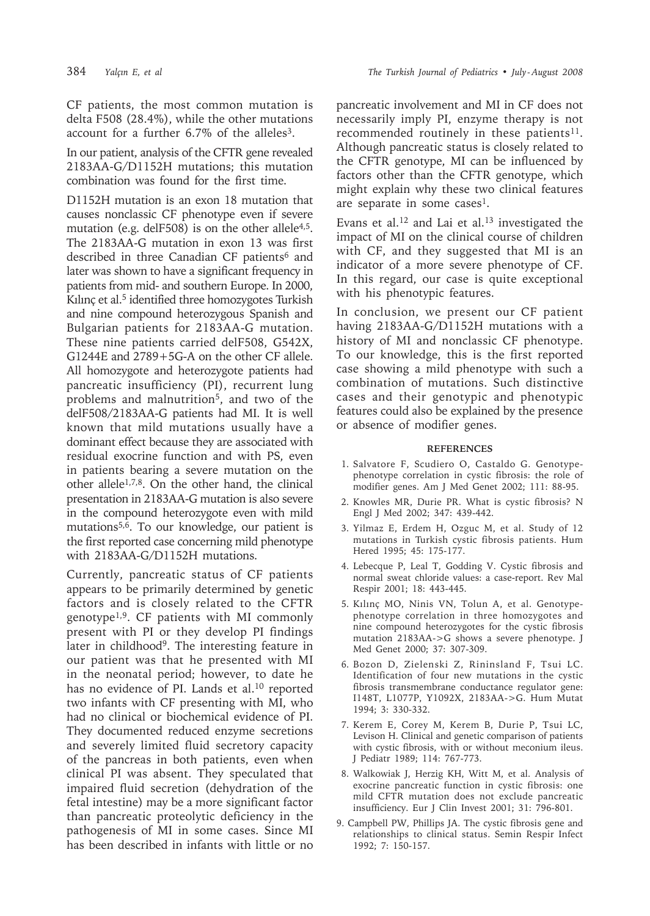CF patients, the most common mutation is delta F508 (28.4%), while the other mutations account for a further 6.7% of the alleles[3].

In our patient, analysis of the CFTR gene revealed 2183AA-G/D1152H mutations; this mutation combination was found for the first time.

D1152H mutation is an exon 18 mutation that causes nonclassic CF phenotype even if severe mutation (e.g. delF508) is on the other allele[4,5]. The 2183AA-G mutation in exon 13 was first described in three Canadian CF patients[6] and later was shown to have a significant frequency in patients from mid- and southern Europe. In 2000, Kılınç et al.[5] identified three homozygotes Turkish and nine compound heterozygous Spanish and Bulgarian patients for 2183AA-G mutation. These nine patients carried delF508, G542X, G1244E and 2789+5G-A on the other CF allele. All homozygote and heterozygote patients had pancreatic insufficiency (PI), recurrent lung problems and malnutrition[5], and two of the delF508/2183AA-G patients had MI. It is well known that mild mutations usually have a dominant effect because they are associated with residual exocrine function and with PS, even in patients bearing a severe mutation on the other allele[1,7,8]. On the other hand, the clinical presentation in 2183AA-G mutation is also severe in the compound heterozygote even with mild mutations[5,6]. To our knowledge, our patient is the first reported case concerning mild phenotype with 2183AA-G/D1152H mutations.

Currently, pancreatic status of CF patients appears to be primarily determined by genetic factors and is closely related to the CFTR genotype[1,9]. CF patients with MI commonly present with PI or they develop PI findings later in childhood[9]. The interesting feature in our patient was that he presented with MI in the neonatal period; however, to date he has no evidence of PI. Lands et al.[10] reported two infants with CF presenting with MI, who had no clinical or biochemical evidence of PI. They documented reduced enzyme secretions and severely limited fluid secretory capacity of the pancreas in both patients, even when clinical PI was absent. They speculated that impaired fluid secretion (dehydration of the fetal intestine) may be a more significant factor than pancreatic proteolytic deficiency in the pathogenesis of MI in some cases. Since MI has been described in infants with little or no pancreatic involvement and MI in CF does not necessarily imply PI, enzyme therapy is not recommended routinely in these patients[11]. Although pancreatic status is closely related to the CFTR genotype, MI can be influenced by factors other than the CFTR genotype, which might explain why these two clinical features are separate in some cases[1].

Evans et al.[12] and Lai et al.[13] investigated the impact of MI on the clinical course of children with CF, and they suggested that MI is an indicator of a more severe phenotype of CF. In this regard, our case is quite exceptional with his phenotypic features.

In conclusion, we present our CF patient having 2183AA-G/D1152H mutations with a history of MI and nonclassic CF phenotype. To our knowledge, this is the first reported case showing a mild phenotype with such a combination of mutations. Such distinctive cases and their genotypic and phenotypic features could also be explained by the presence or absence of modifier genes.

## REFERENCES

1. Salvatore F, Scudiero O, Castaldo G. Genotype-phenotype correlation in cystic fibrosis: the role of modifier genes. Am J Med Genet 2002; 111: 88-95.
2. Knowles MR, Durie PR. What is cystic fibrosis? N Engl J Med 2002; 347: 439-442.
3. Yilmaz E, Erdem H, Ozguc M, et al. Study of 12 mutations in Turkish cystic fibrosis patients. Hum Hered 1995; 45: 175-177.
4. Lebecque P, Leal T, Godding V. Cystic fibrosis and normal sweat chloride values: a case-report. Rev Mal Respir 2001; 18: 443-445.
5. Kılınç MO, Ninis VN, Tolun A, et al. Genotype-phenotype correlation in three homozygotes and nine compound heterozygotes for the cystic fibrosis mutation 2183AA->G shows a severe phenotype. J Med Genet 2000; 37: 307-309.
6. Bozon D, Zielenski Z, Rininsland F, Tsui LC. Identification of four new mutations in the cystic fibrosis transmembrane conductance regulator gene: I148T, L1077P, Y1092X, 2183AA->G. Hum Mutat 1994; 3: 330-332.
7. Kerem E, Corey M, Kerem B, Durie P, Tsui LC, Levison H. Clinical and genetic comparison of patients with cystic fibrosis, with or without meconium ileus. J Pediatr 1989; 114: 767-773.
8. Walkowiak J, Herzig KH, Witt M, et al. Analysis of exocrine pancreatic function in cystic fibrosis: one mild CFTR mutation does not exclude pancreatic insufficiency. Eur J Clin Invest 2001; 31: 796-801.
9. Campbell PW, Phillips JA. The cystic fibrosis gene and relationships to clinical status. Semin Respir Infect 1992; 7: 150-157.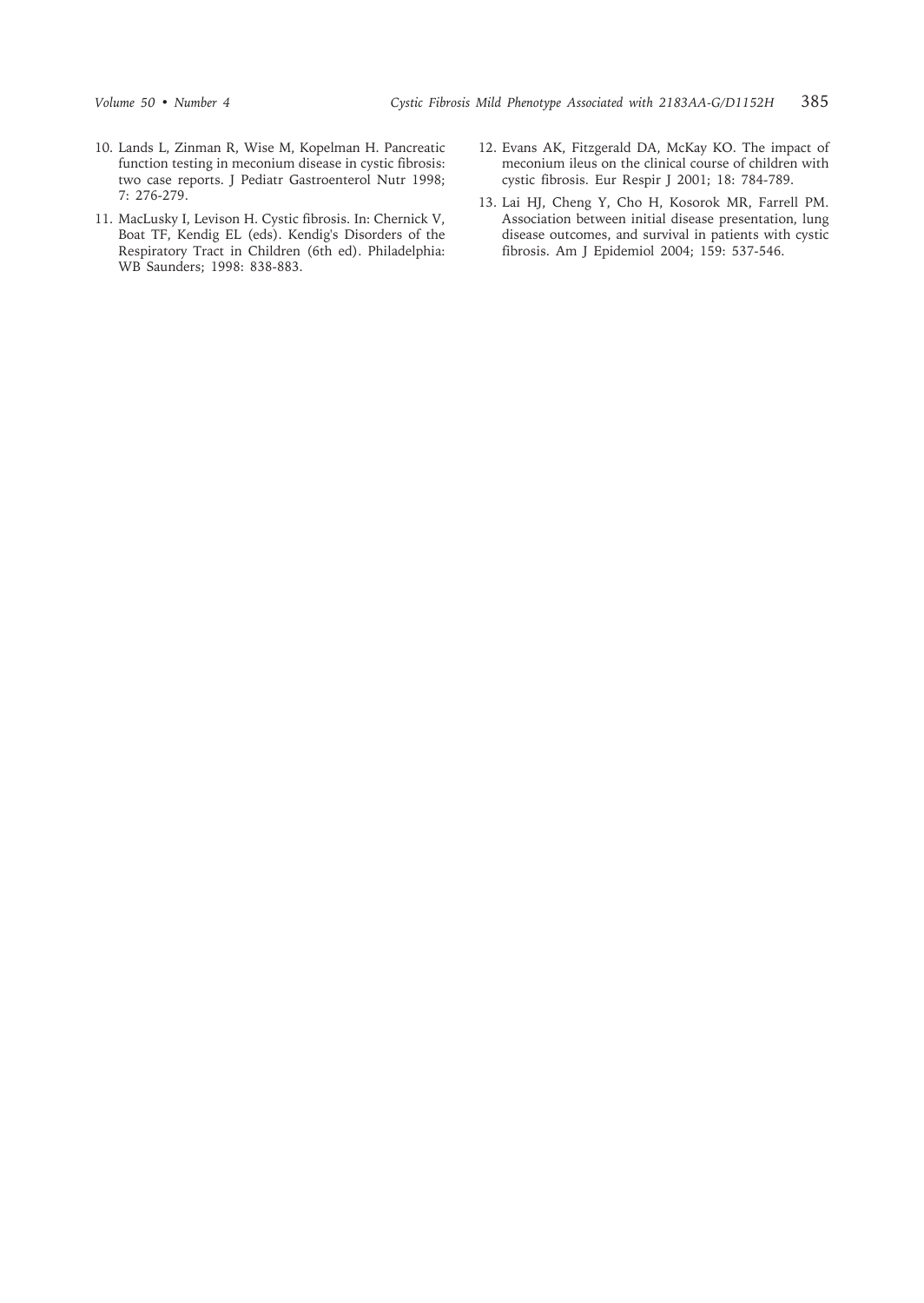10. Lands L, Zinman R, Wise M, Kopelman H. Pancreatic function testing in meconium disease in cystic fibrosis: two case reports. J Pediatr Gastroenterol Nutr 1998; 7: 276-279.
11. MacLusky I, Levison H. Cystic fibrosis. In: Chernick V, Boat TF, Kendig EL (eds). Kendig's Disorders of the Respiratory Tract in Children (6th ed). Philadelphia: WB Saunders; 1998: 838-883.
12. Evans AK, Fitzgerald DA, McKay KO. The impact of meconium ileus on the clinical course of children with cystic fibrosis. Eur Respir J 2001; 18: 784-789.
13. Lai HJ, Cheng Y, Cho H, Kosorok MR, Farrell PM. Association between initial disease presentation, lung disease outcomes, and survival in patients with cystic fibrosis. Am J Epidemiol 2004; 159: 537-546.